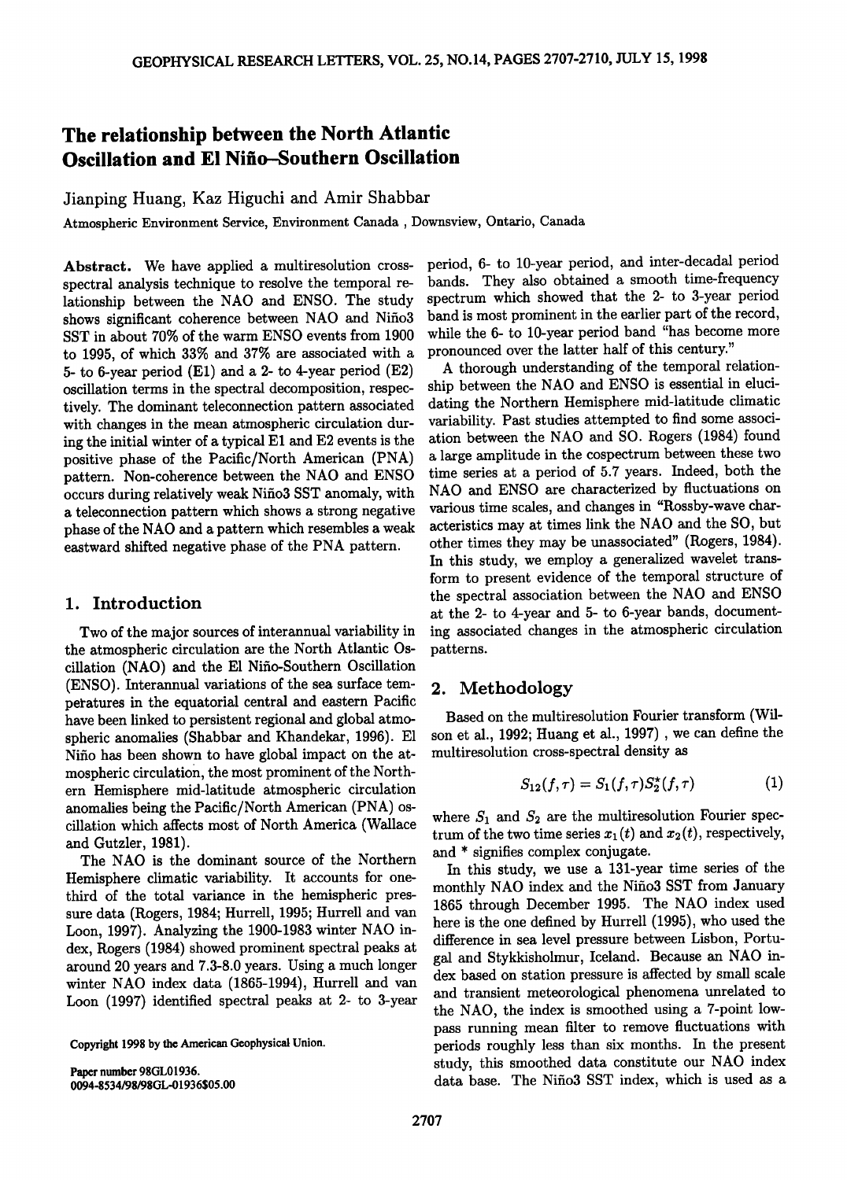# The relationship between the North Atlantic Oscillation and El Niño–Southern Oscillation

Jianping Huang, Kaz Higuchi and Amir Shabbar

Atmospheric Environment Service, Environment Canada , Downsview, Ontario, Canada

**Abstract.** We have applied a multiresolution cross-spectral analysis technique to resolve the temporal relationship between the NAO and ENSO. The study shows significant coherence between NAO and Niño3 SST in about 70% of the warm ENSO events from 1900 to 1995, of which 33% and 37% are associated with a 5- to 6-year period (E1) and a 2- to 4-year period (E2) oscillation terms in the spectral decomposition, respectively. The dominant teleconnection pattern associated with changes in the mean atmospheric circulation during the initial winter of a typical E1 and E2 events is the positive phase of the Pacific/North American (PNA) pattern. Non-coherence between the NAO and ENSO occurs during relatively weak Niño3 SST anomaly, with a teleconnection pattern which shows a strong negative phase of the NAO and a pattern which resembles a weak eastward shifted negative phase of the PNA pattern.

## 1. Introduction

Two of the major sources of interannual variability in the atmospheric circulation are the North Atlantic Oscillation (NAO) and the El Niño-Southern Oscillation (ENSO). Interannual variations of the sea surface temperatures in the equatorial central and eastern Pacific have been linked to persistent regional and global atmospheric anomalies (Shabbar and Khandekar, 1996). El Niño has been shown to have global impact on the atmospheric circulation, the most prominent of the Northern Hemisphere mid-latitude atmospheric circulation anomalies being the Pacific/North American (PNA) oscillation which affects most of North America (Wallace and Gutzler, 1981).

The NAO is the dominant source of the Northern Hemisphere climatic variability. It accounts for one-third of the total variance in the hemispheric pressure data (Rogers, 1984; Hurrell, 1995; Hurrell and van Loon, 1997). Analyzing the 1900-1983 winter NAO index, Rogers (1984) showed prominent spectral peaks at around 20 years and 7.3-8.0 years. Using a much longer winter NAO index data (1865-1994), Hurrell and van Loon (1997) identified spectral peaks at 2- to 3-year period, 6- to 10-year period, and inter-decadal period bands. They also obtained a smooth time-frequency spectrum which showed that the 2- to 3-year period band is most prominent in the earlier part of the record, while the 6- to 10-year period band "has become more pronounced over the latter half of this century."

A thorough understanding of the temporal relationship between the NAO and ENSO is essential in elucidating the Northern Hemisphere mid-latitude climatic variability. Past studies attempted to find some association between the NAO and SO. Rogers (1984) found a large amplitude in the cospectrum between these two time series at a period of 5.7 years. Indeed, both the NAO and ENSO are characterized by fluctuations on various time scales, and changes in "Rossby-wave characteristics may at times link the NAO and the SO, but other times they may be unassociated" (Rogers, 1984). In this study, we employ a generalized wavelet transform to present evidence of the temporal structure of the spectral association between the NAO and ENSO at the 2- to 4-year and 5- to 6-year bands, documenting associated changes in the atmospheric circulation patterns.

## 2. Methodology

Based on the multiresolution Fourier transform (Wilson et al., 1992; Huang et al., 1997) , we can define the multiresolution cross-spectral density as

$$S_{12}(f,\tau) = S_1(f,\tau)S_2^*(f,\tau) \qquad (1)$$

where $S_1$ and $S_2$ are the multiresolution Fourier spectrum of the two time series $x_1(t)$ and $x_2(t)$, respectively, and * signifies complex conjugate.

In this study, we use a 131-year time series of the monthly NAO index and the Niño3 SST from January 1865 through December 1995. The NAO index used here is the one defined by Hurrell (1995), who used the difference in sea level pressure between Lisbon, Portugal and Stykkisholmur, Iceland. Because an NAO index based on station pressure is affected by small scale and transient meteorological phenomena unrelated to the NAO, the index is smoothed using a 7-point low-pass running mean filter to remove fluctuations with periods roughly less than six months. In the present study, this smoothed data constitute our NAO index data base. The Niño3 SST index, which is used as a

Copyright 1998 by the American Geophysical Union.

Paper number 98GL01936.
0094-8534/98/98GL-01936$05.00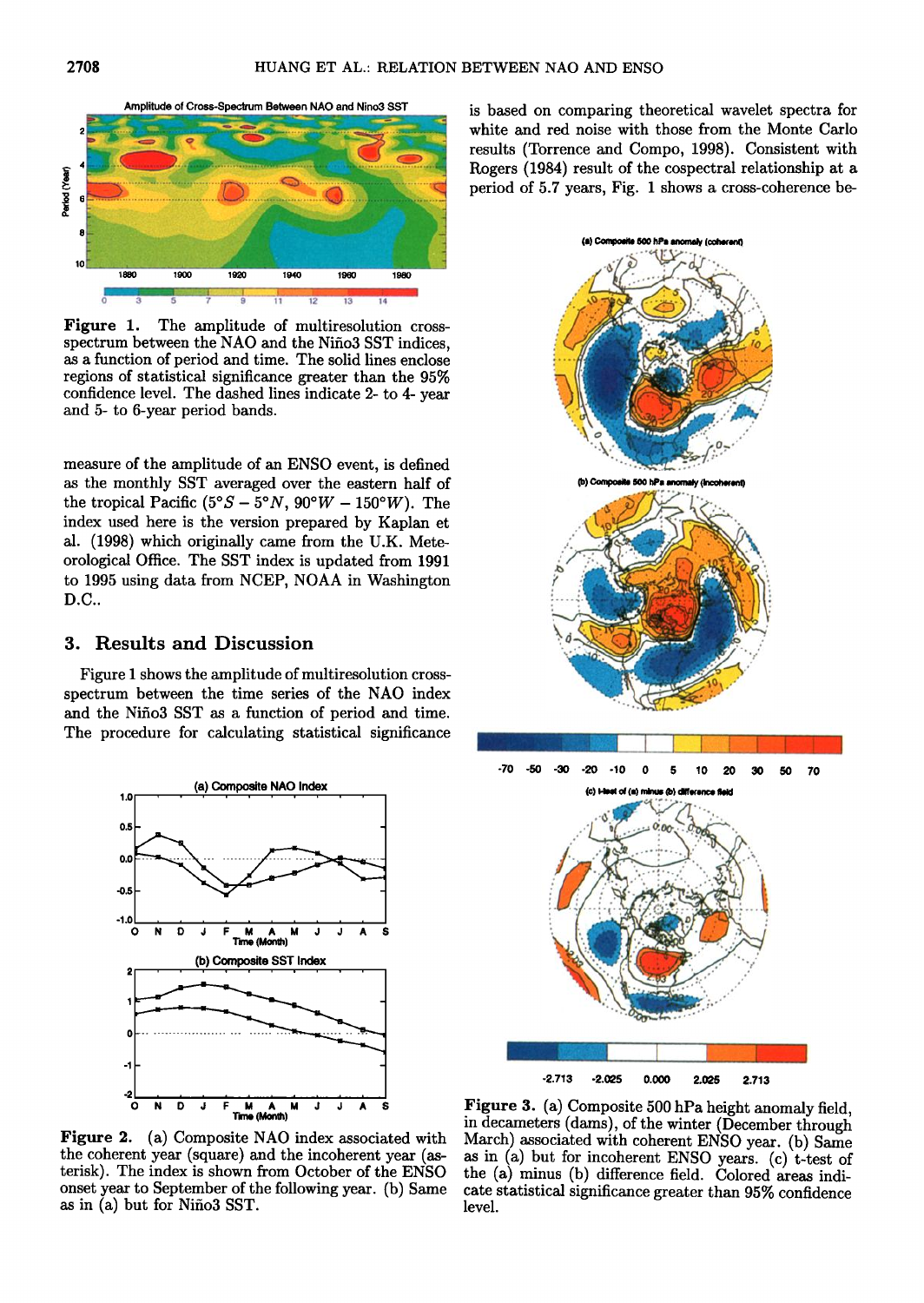Figure 1. The amplitude of multiresolution cross-spectrum between the NAO and the Niño3 SST indices, as a function of period and time. The solid lines enclose regions of statistical significance greater than the 95% confidence level. The dashed lines indicate 2- to 4- year and 5- to 6-year period bands.

measure of the amplitude of an ENSO event, is defined as the monthly SST averaged over the eastern half of the tropical Pacific ($5°S - 5°N$, $90°W - 150°W$). The index used here is the version prepared by Kaplan et al. (1998) which originally came from the U.K. Meteorological Office. The SST index is updated from 1991 to 1995 using data from NCEP, NOAA in Washington D.C..

## 3. Results and Discussion

Figure 1 shows the amplitude of multiresolution cross-spectrum between the time series of the NAO index and the Niño3 SST as a function of period and time. The procedure for calculating statistical significance is based on comparing theoretical wavelet spectra for white and red noise with those from the Monte Carlo results (Torrence and Compo, 1998). Consistent with Rogers (1984) result of the cospectral relationship at a period of 5.7 years, Fig. 1 shows a cross-coherence be-

Figure 2. (a) Composite NAO index associated with the coherent year (square) and the incoherent year (asterisk). The index is shown from October of the ENSO onset year to September of the following year. (b) Same as in (a) but for Niño3 SST.

Figure 3. (a) Composite 500 hPa height anomaly field, in decameters (dams), of the winter (December through March) associated with coherent ENSO year. (b) Same as in (a) but for incoherent ENSO years. (c) t-test of the (a) minus (b) difference field. Colored areas indicate statistical significance greater than 95% confidence level.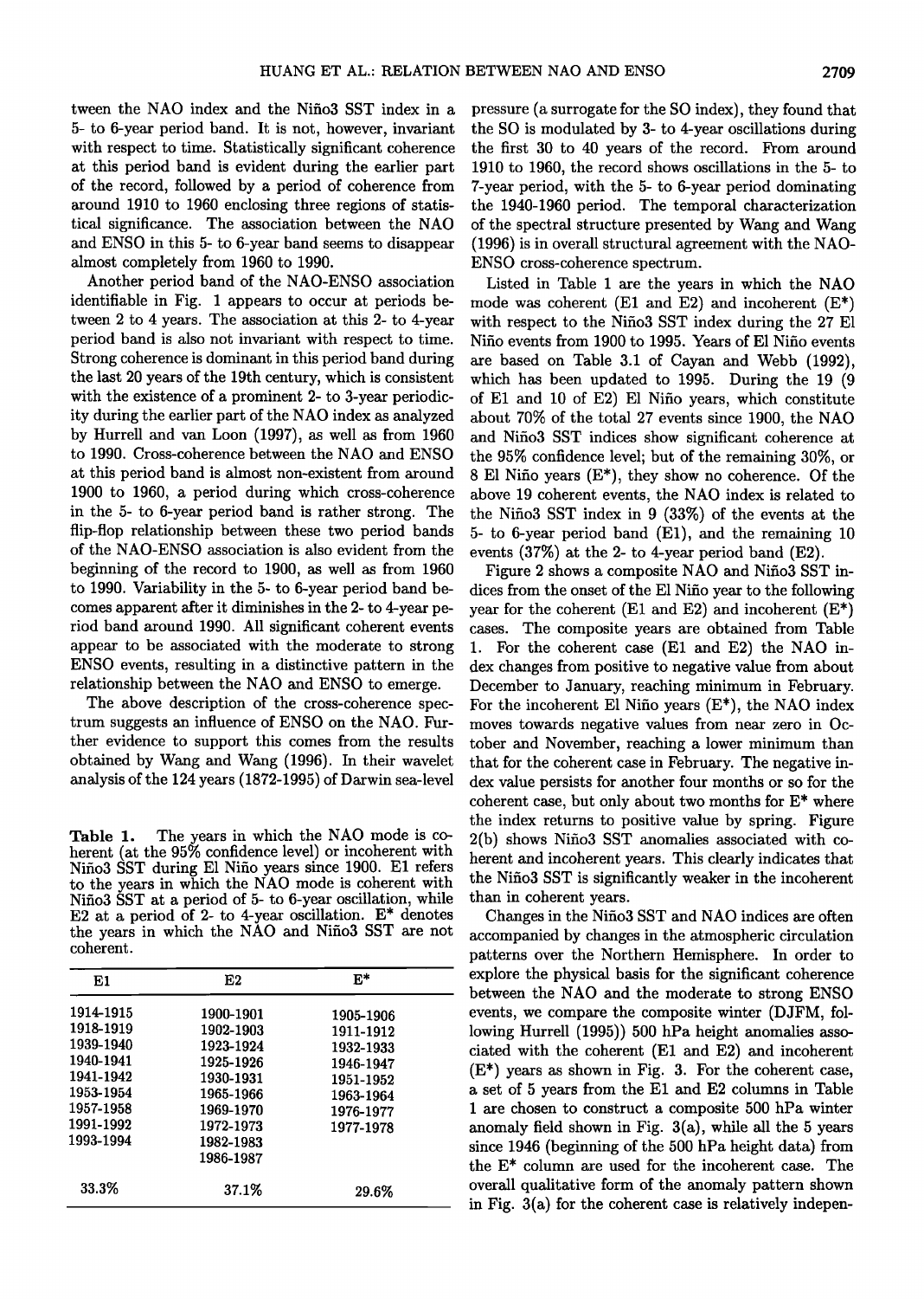tween the NAO index and the Niño3 SST index in a 5- to 6-year period band. It is not, however, invariant with respect to time. Statistically significant coherence at this period band is evident during the earlier part of the record, followed by a period of coherence from around 1910 to 1960 enclosing three regions of statistical significance. The association between the NAO and ENSO in this 5- to 6-year band seems to disappear almost completely from 1960 to 1990.

Another period band of the NAO-ENSO association identifiable in Fig. 1 appears to occur at periods between 2 to 4 years. The association at this 2- to 4-year period band is also not invariant with respect to time. Strong coherence is dominant in this period band during the last 20 years of the 19th century, which is consistent with the existence of a prominent 2- to 3-year periodicity during the earlier part of the NAO index as analyzed by Hurrell and van Loon (1997), as well as from 1960 to 1990. Cross-coherence between the NAO and ENSO at this period band is almost non-existent from around 1900 to 1960, a period during which cross-coherence in the 5- to 6-year period band is rather strong. The flip-flop relationship between these two period bands of the NAO-ENSO association is also evident from the beginning of the record to 1900, as well as from 1960 to 1990. Variability in the 5- to 6-year period band becomes apparent after it diminishes in the 2- to 4-year period band around 1990. All significant coherent events appear to be associated with the moderate to strong ENSO events, resulting in a distinctive pattern in the relationship between the NAO and ENSO to emerge.

The above description of the cross-coherence spectrum suggests an influence of ENSO on the NAO. Further evidence to support this comes from the results obtained by Wang and Wang (1996). In their wavelet analysis of the 124 years (1872-1995) of Darwin sea-level pressure (a surrogate for the SO index), they found that the SO is modulated by 3- to 4-year oscillations during the first 30 to 40 years of the record. From around 1910 to 1960, the record shows oscillations in the 5- to 7-year period, with the 5- to 6-year period dominating the 1940-1960 period. The temporal characterization of the spectral structure presented by Wang and Wang (1996) is in overall structural agreement with the NAO-ENSO cross-coherence spectrum.

**Table 1.** The years in which the NAO mode is coherent (at the 95% confidence level) or incoherent with Niño3 SST during El Niño years since 1900. E1 refers to the years in which the NAO mode is coherent with Niño3 SST at a period of 5- to 6-year oscillation, while E2 at a period of 2- to 4-year oscillation. E* denotes the years in which the NAO and Niño3 SST are not coherent.

| E1 | E2 | E* |
|---|---|---|
| 1914-1915 | 1900-1901 | 1905-1906 |
| 1918-1919 | 1902-1903 | 1911-1912 |
| 1939-1940 | 1923-1924 | 1932-1933 |
| 1940-1941 | 1925-1926 | 1946-1947 |
| 1941-1942 | 1930-1931 | 1951-1952 |
| 1953-1954 | 1965-1966 | 1963-1964 |
| 1957-1958 | 1969-1970 | 1976-1977 |
| 1991-1992 | 1972-1973 | 1977-1978 |
| 1993-1994 | 1982-1983 | |
| | 1986-1987 | |
| 33.3% | 37.1% | 29.6% |

Listed in Table 1 are the years in which the NAO mode was coherent (E1 and E2) and incoherent (E*) with respect to the Niño3 SST index during the 27 El Niño events from 1900 to 1995. Years of El Niño events are based on Table 3.1 of Cayan and Webb (1992), which has been updated to 1995. During the 19 (9 of E1 and 10 of E2) El Niño years, which constitute about 70% of the total 27 events since 1900, the NAO and Niño3 SST indices show significant coherence at the 95% confidence level; but of the remaining 30%, or 8 El Niño years (E*), they show no coherence. Of the above 19 coherent events, the NAO index is related to the Niño3 SST index in 9 (33%) of the events at the 5- to 6-year period band (E1), and the remaining 10 events (37%) at the 2- to 4-year period band (E2).

Figure 2 shows a composite NAO and Niño3 SST indices from the onset of the El Niño year to the following year for the coherent (E1 and E2) and incoherent (E*) cases. The composite years are obtained from Table 1. For the coherent case (E1 and E2) the NAO index changes from positive to negative value from about December to January, reaching minimum in February. For the incoherent El Niño years (E*), the NAO index moves towards negative values from near zero in October and November, reaching a lower minimum than that for the coherent case in February. The negative index value persists for another four months or so for the coherent case, but only about two months for E* where the index returns to positive value by spring. Figure 2(b) shows Niño3 SST anomalies associated with coherent and incoherent years. This clearly indicates that the Niño3 SST is significantly weaker in the incoherent than in coherent years.

Changes in the Niño3 SST and NAO indices are often accompanied by changes in the atmospheric circulation patterns over the Northern Hemisphere. In order to explore the physical basis for the significant coherence between the NAO and the moderate to strong ENSO events, we compare the composite winter (DJFM, following Hurrell (1995)) 500 hPa height anomalies associated with the coherent (E1 and E2) and incoherent (E*) years as shown in Fig. 3. For the coherent case, a set of 5 years from the E1 and E2 columns in Table 1 are chosen to construct a composite 500 hPa winter anomaly field shown in Fig. 3(a), while all the 5 years since 1946 (beginning of the 500 hPa height data) from the E* column are used for the incoherent case. The overall qualitative form of the anomaly pattern shown in Fig. 3(a) for the coherent case is relatively indepen-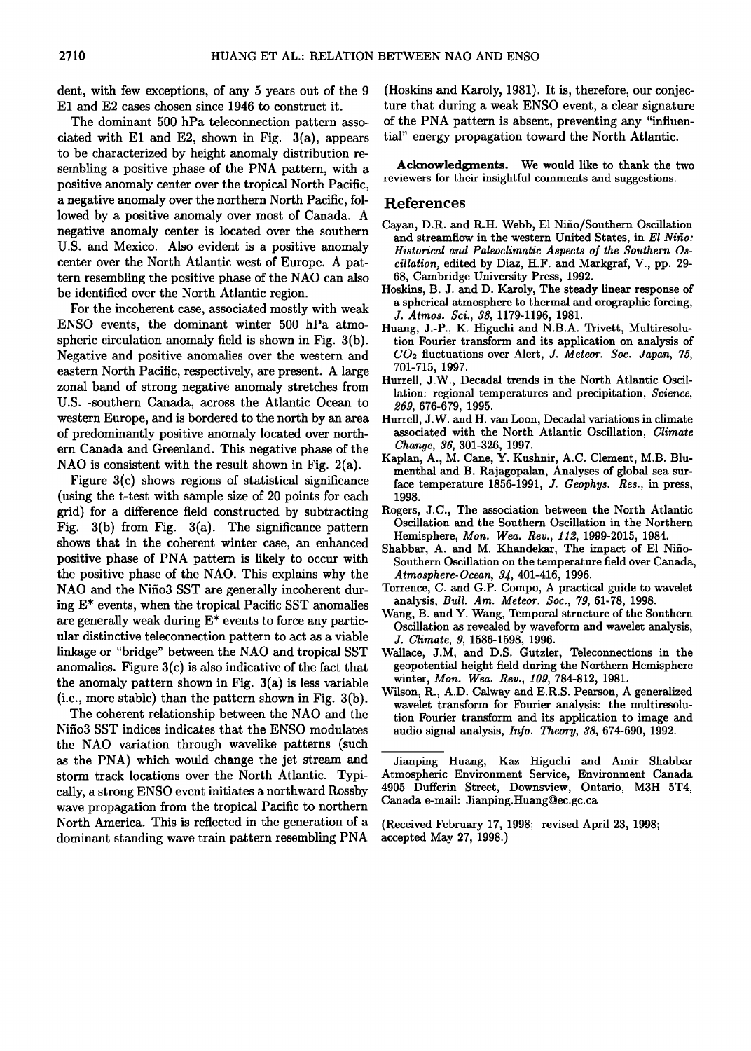dent, with few exceptions, of any 5 years out of the 9 E1 and E2 cases chosen since 1946 to construct it.

The dominant 500 hPa teleconnection pattern associated with E1 and E2, shown in Fig. 3(a), appears to be characterized by height anomaly distribution resembling a positive phase of the PNA pattern, with a positive anomaly center over the tropical North Pacific, a negative anomaly over the northern North Pacific, followed by a positive anomaly over most of Canada. A negative anomaly center is located over the southern U.S. and Mexico. Also evident is a positive anomaly center over the North Atlantic west of Europe. A pattern resembling the positive phase of the NAO can also be identified over the North Atlantic region.

For the incoherent case, associated mostly with weak ENSO events, the dominant winter 500 hPa atmospheric circulation anomaly field is shown in Fig. 3(b). Negative and positive anomalies over the western and eastern North Pacific, respectively, are present. A large zonal band of strong negative anomaly stretches from U.S. -southern Canada, across the Atlantic Ocean to western Europe, and is bordered to the north by an area of predominantly positive anomaly located over northern Canada and Greenland. This negative phase of the NAO is consistent with the result shown in Fig. 2(a).

Figure 3(c) shows regions of statistical significance (using the t-test with sample size of 20 points for each grid) for a difference field constructed by subtracting Fig. 3(b) from Fig. 3(a). The significance pattern shows that in the coherent winter case, an enhanced positive phase of PNA pattern is likely to occur with the positive phase of the NAO. This explains why the NAO and the Niño3 SST are generally incoherent during E* events, when the tropical Pacific SST anomalies are generally weak during E* events to force any particular distinctive teleconnection pattern to act as a viable linkage or "bridge" between the NAO and tropical SST anomalies. Figure 3(c) is also indicative of the fact that the anomaly pattern shown in Fig. 3(a) is less variable (i.e., more stable) than the pattern shown in Fig. 3(b).

The coherent relationship between the NAO and the Niño3 SST indices indicates that the ENSO modulates the NAO variation through wavelike patterns (such as the PNA) which would change the jet stream and storm track locations over the North Atlantic. Typically, a strong ENSO event initiates a northward Rossby wave propagation from the tropical Pacific to northern North America. This is reflected in the generation of a dominant standing wave train pattern resembling PNA (Hoskins and Karoly, 1981). It is, therefore, our conjecture that during a weak ENSO event, a clear signature of the PNA pattern is absent, preventing any "influential" energy propagation toward the North Atlantic.

**Acknowledgments.** We would like to thank the two reviewers for their insightful comments and suggestions.

## References

Cayan, D.R. and R.H. Webb, El Niño/Southern Oscillation and streamflow in the western United States, in *El Niño: Historical and Paleoclimatic Aspects of the Southern Oscillation,* edited by Diaz, H.F. and Markgraf, V., pp. 29-68, Cambridge University Press, 1992.

Hoskins, B. J. and D. Karoly, The steady linear response of a spherical atmosphere to thermal and orographic forcing, *J. Atmos. Sci., 38,* 1179-1196, 1981.

Huang, J.-P., K. Higuchi and N.B.A. Trivett, Multiresolution Fourier transform and its application on analysis of $CO_2$ fluctuations over Alert, *J. Meteor. Soc. Japan, 75,* 701-715, 1997.

Hurrell, J.W., Decadal trends in the North Atlantic Oscillation: regional temperatures and precipitation, *Science, 269,* 676-679, 1995.

Hurrell, J.W. and H. van Loon, Decadal variations in climate associated with the North Atlantic Oscillation, *Climate Change, 36,* 301-326, 1997.

Kaplan, A., M. Cane, Y. Kushnir, A.C. Clement, M.B. Blumenthal and B. Rajagopalan, Analyses of global sea surface temperature 1856-1991, *J. Geophys. Res.,* in press, 1998.

Rogers, J.C., The association between the North Atlantic Oscillation and the Southern Oscillation in the Northern Hemisphere, *Mon. Wea. Rev., 112,* 1999-2015, 1984.

Shabbar, A. and M. Khandekar, The impact of El Niño-Southern Oscillation on the temperature field over Canada, *Atmosphere-Ocean, 34,* 401-416, 1996.

Torrence, C. and G.P. Compo, A practical guide to wavelet analysis, *Bull. Am. Meteor. Soc., 79,* 61-78, 1998.

Wang, B. and Y. Wang, Temporal structure of the Southern Oscillation as revealed by waveform and wavelet analysis, *J. Climate, 9,* 1586-1598, 1996.

Wallace, J.M, and D.S. Gutzler, Teleconnections in the geopotential height field during the Northern Hemisphere winter, *Mon. Wea. Rev., 109,* 784-812, 1981.

Wilson, R., A.D. Calway and E.R.S. Pearson, A generalized wavelet transform for Fourier analysis: the multiresolution Fourier transform and its application to image and audio signal analysis, *Info. Theory, 38,* 674-690, 1992.

---

Jianping Huang, Kaz Higuchi and Amir Shabbar Atmospheric Environment Service, Environment Canada 4905 Dufferin Street, Downsview, Ontario, M3H 5T4, Canada e-mail: Jianping.Huang@ec.gc.ca

(Received February 17, 1998; revised April 23, 1998; accepted May 27, 1998.)